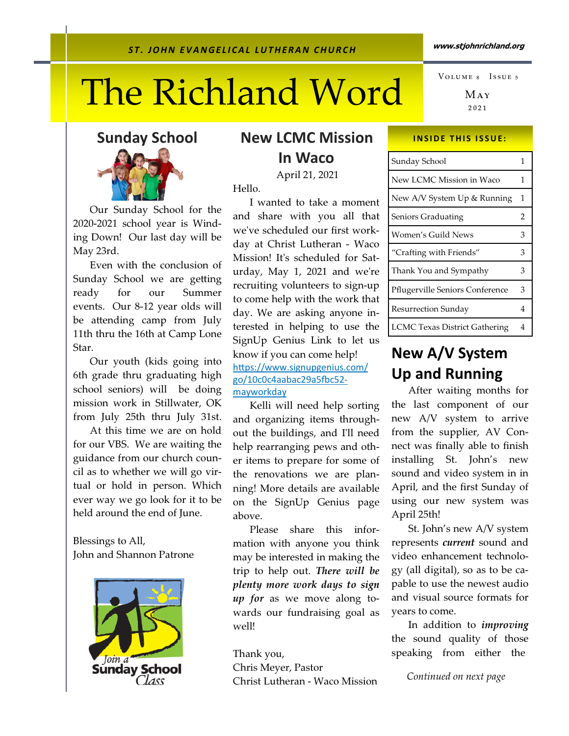ST. JOHN EVANGELICAL LUTHERAN CHURCH

www.stjohnrichland.org

# The Richland Word

Volume 8 Issue 5

May 2021

## Sunday School

Our Sunday School for the 2020-2021 school year is Winding Down! Our last day will be May 23rd.

Even with the conclusion of Sunday School we are getting ready for our Summer events. Our 8-12 year olds will be attending camp from July 11th thru the 16th at Camp Lone Star.

Our youth (kids going into 6th grade thru graduating high school seniors) will be doing mission work in Stillwater, OK from July 25th thru July 31st.

At this time we are on hold for our VBS. We are waiting the guidance from our church council as to whether we will go virtual or hold in person. Which ever way we go look for it to be held around the end of June.

Blessings to All,
John and Shannon Patrone

Join a Sunday School Class

## New LCMC Mission In Waco

April 21, 2021

Hello.

I wanted to take a moment and share with you all that we've scheduled our first workday at Christ Lutheran - Waco Mission! It's scheduled for Saturday, May 1, 2021 and we're recruiting volunteers to sign-up to come help with the work that day. We are asking anyone interested in helping to use the SignUp Genius Link to let us know if you can come help! https://www.signupgenius.com/go/10c0c4aabac29a5fbc52-mayworkday

Kelli will need help sorting and organizing items throughout the buildings, and I'll need help rearranging pews and other items to prepare for some of the renovations we are planning! More details are available on the SignUp Genius page above.

Please share this information with anyone you think may be interested in making the trip to help out. ***There will be plenty more work days to sign up for*** as we move along towards our fundraising goal as well!

Thank you,
Chris Meyer, Pastor
Christ Lutheran - Waco Mission

**INSIDE THIS ISSUE:**

| | |
|---|---|
| Sunday School | 1 |
| New LCMC Mission in Waco | 1 |
| New A/V System Up & Running | 1 |
| Seniors Graduating | 2 |
| Women's Guild News | 3 |
| "Crafting with Friends" | 3 |
| Thank You and Sympathy | 3 |
| Pflugerville Seniors Conference | 3 |
| Resurrection Sunday | 4 |
| LCMC Texas District Gathering | 4 |

## New A/V System Up and Running

After waiting months for the last component of our new A/V system to arrive from the supplier, AV Connect was finally able to finish installing St. John's new sound and video system in in April, and the first Sunday of using our new system was April 25th!

St. John's new A/V system represents ***current*** sound and video enhancement technology (all digital), so as to be capable to use the newest audio and visual source formats for years to come.

In addition to ***improving*** the sound quality of those speaking from either the

*Continued on next page*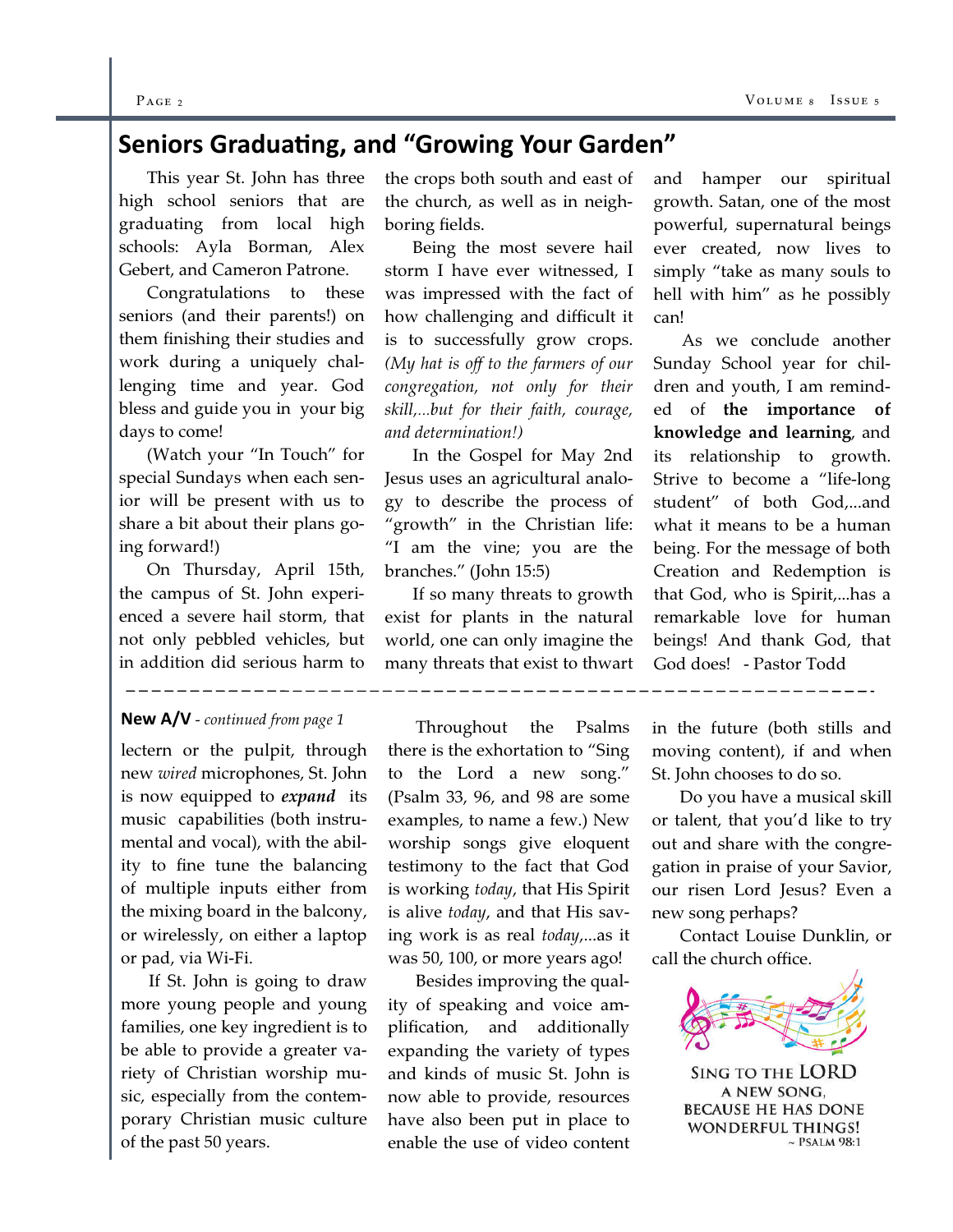## Seniors Graduating, and "Growing Your Garden"

This year St. John has three high school seniors that are graduating from local high schools: Ayla Borman, Alex Gebert, and Cameron Patrone.

Congratulations to these seniors (and their parents!) on them finishing their studies and work during a uniquely challenging time and year. God bless and guide you in your big days to come!

(Watch your "In Touch" for special Sundays when each senior will be present with us to share a bit about their plans going forward!)

On Thursday, April 15th, the campus of St. John experienced a severe hail storm, that not only pebbled vehicles, but in addition did serious harm to the crops both south and east of the church, as well as in neighboring fields.

Being the most severe hail storm I have ever witnessed, I was impressed with the fact of how challenging and difficult it is to successfully grow crops. *(My hat is off to the farmers of our congregation, not only for their skill,...but for their faith, courage, and determination!)*

In the Gospel for May 2nd Jesus uses an agricultural analogy to describe the process of "growth" in the Christian life: "I am the vine; you are the branches." (John 15:5)

If so many threats to growth exist for plants in the natural world, one can only imagine the many threats that exist to thwart and hamper our spiritual growth. Satan, one of the most powerful, supernatural beings ever created, now lives to simply "take as many souls to hell with him" as he possibly can!

As we conclude another Sunday School year for children and youth, I am reminded of **the importance of knowledge and learning**, and its relationship to growth. Strive to become a "life-long student" of both God,...and what it means to be a human being. For the message of both Creation and Redemption is that God, who is Spirit,...has a remarkable love for human beings! And thank God, that God does! - Pastor Todd

---

**New A/V** - *continued from page 1*

lectern or the pulpit, through new *wired* microphones, St. John is now equipped to ***expand*** its music capabilities (both instrumental and vocal), with the ability to fine tune the balancing of multiple inputs either from the mixing board in the balcony, or wirelessly, on either a laptop or pad, via Wi-Fi.

If St. John is going to draw more young people and young families, one key ingredient is to be able to provide a greater variety of Christian worship music, especially from the contemporary Christian music culture of the past 50 years.

Throughout the Psalms there is the exhortation to "Sing to the Lord a new song." (Psalm 33, 96, and 98 are some examples, to name a few.) New worship songs give eloquent testimony to the fact that God is working *today*, that His Spirit is alive *today*, and that His saving work is as real *today*,...as it was 50, 100, or more years ago!

Besides improving the quality of speaking and voice amplification, and additionally expanding the variety of types and kinds of music St. John is now able to provide, resources have also been put in place to enable the use of video content in the future (both stills and moving content), if and when St. John chooses to do so.

Do you have a musical skill or talent, that you'd like to try out and share with the congregation in praise of your Savior, our risen Lord Jesus? Even a new song perhaps?

Contact Louise Dunklin, or call the church office.

SING TO THE LORD A NEW SONG, BECAUSE HE HAS DONE WONDERFUL THINGS!
~ PSALM 98:1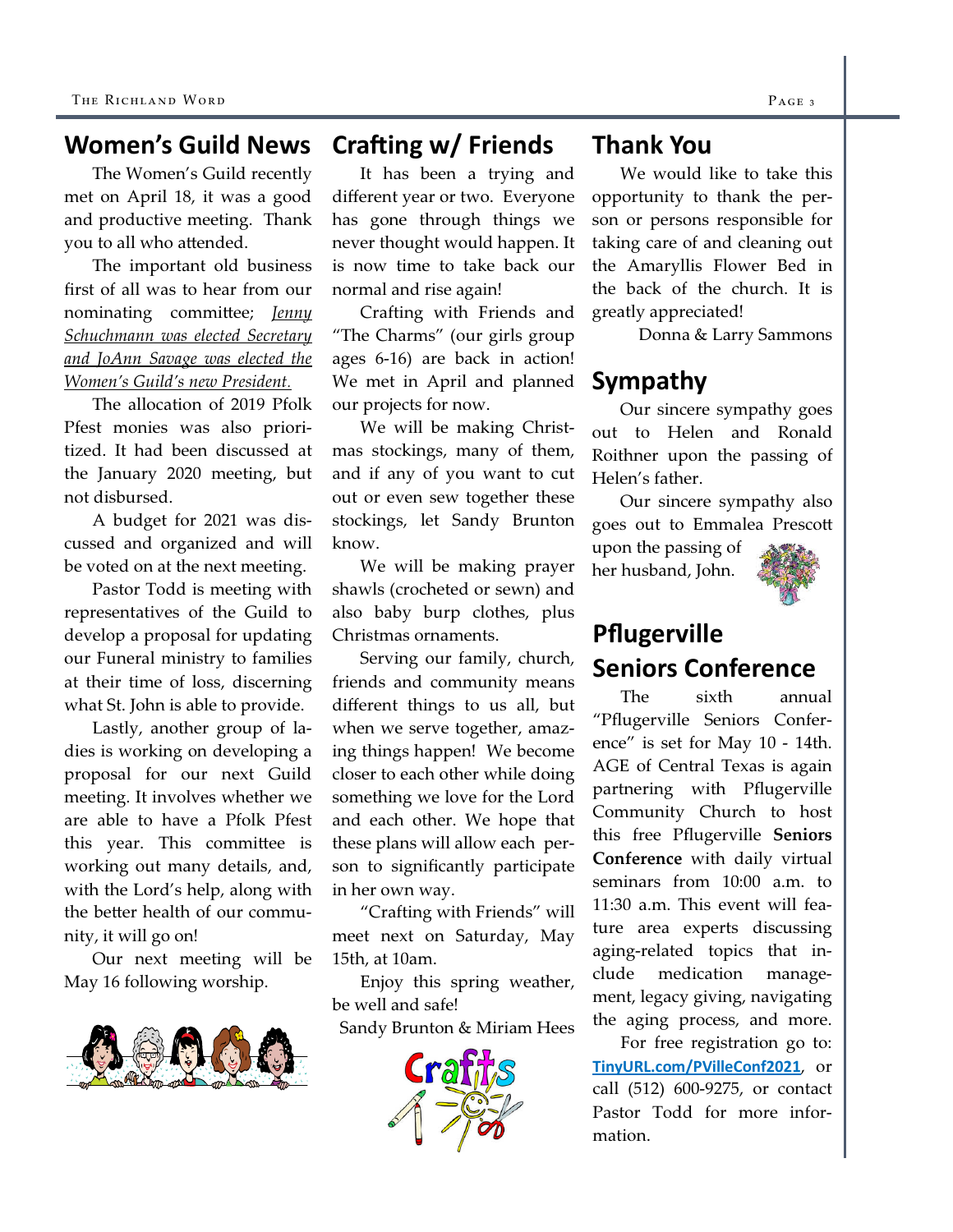## Women's Guild News

The Women's Guild recently met on April 18, it was a good and productive meeting. Thank you to all who attended.

The important old business first of all was to hear from our nominating committee; *Jenny Schuchmann was elected Secretary and JoAnn Savage was elected the Women's Guild's new President.*

The allocation of 2019 Pfolk Pfest monies was also prioritized. It had been discussed at the January 2020 meeting, but not disbursed.

A budget for 2021 was discussed and organized and will be voted on at the next meeting.

Pastor Todd is meeting with representatives of the Guild to develop a proposal for updating our Funeral ministry to families at their time of loss, discerning what St. John is able to provide.

Lastly, another group of ladies is working on developing a proposal for our next Guild meeting. It involves whether we are able to have a Pfolk Pfest this year. This committee is working out many details, and, with the Lord's help, along with the better health of our community, it will go on!

Our next meeting will be May 16 following worship.

## Crafting w/ Friends

It has been a trying and different year or two. Everyone has gone through things we never thought would happen. It is now time to take back our normal and rise again!

Crafting with Friends and "The Charms" (our girls group ages 6-16) are back in action! We met in April and planned our projects for now.

We will be making Christmas stockings, many of them, and if any of you want to cut out or even sew together these stockings, let Sandy Brunton know.

We will be making prayer shawls (crocheted or sewn) and also baby burp clothes, plus Christmas ornaments.

Serving our family, church, friends and community means different things to us all, but when we serve together, amazing things happen! We become closer to each other while doing something we love for the Lord and each other. We hope that these plans will allow each person to significantly participate in her own way.

"Crafting with Friends" will meet next on Saturday, May 15th, at 10am.

Enjoy this spring weather, be well and safe!

Sandy Brunton & Miriam Hees

## Thank You

We would like to take this opportunity to thank the person or persons responsible for taking care of and cleaning out the Amaryllis Flower Bed in the back of the church. It is greatly appreciated!

Donna & Larry Sammons

## Sympathy

Our sincere sympathy goes out to Helen and Ronald Roithner upon the passing of Helen's father.

Our sincere sympathy also goes out to Emmalea Prescott upon the passing of her husband, John.

## Pflugerville Seniors Conference

The sixth annual "Pflugerville Seniors Conference" is set for May 10 - 14th. AGE of Central Texas is again partnering with Pflugerville Community Church to host this free Pflugerville **Seniors Conference** with daily virtual seminars from 10:00 a.m. to 11:30 a.m. This event will feature area experts discussing aging-related topics that include medication management, legacy giving, navigating the aging process, and more.

For free registration go to: TinyURL.com/PVilleConf2021, or call (512) 600-9275, or contact Pastor Todd for more information.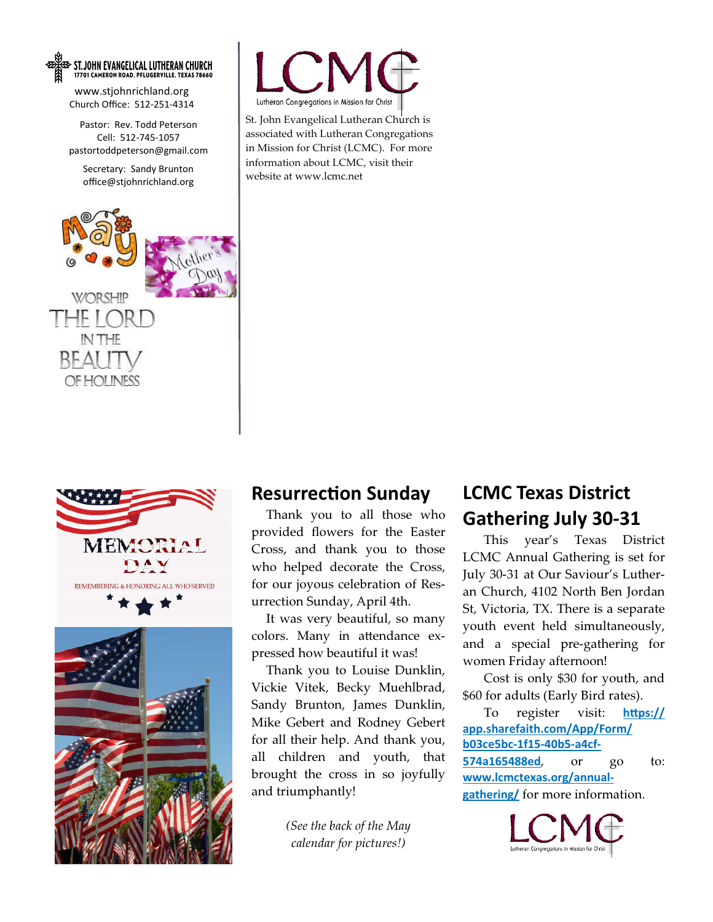ST. JOHN EVANGELICAL LUTHERAN CHURCH
17701 CAMERON ROAD, PFLUGERVILLE, TEXAS 78660

www.stjohnrichland.org
Church Office: 512-251-4314

Pastor: Rev. Todd Peterson
Cell: 512-745-1057
pastortoddpeterson@gmail.com

Secretary: Sandy Brunton
office@stjohnrichland.org

May

Mother's Day

WORSHIP THE LORD IN THE BEAUTY OF HOLINESS

LCMC
Lutheran Congregations in Mission for Christ

St. John Evangelical Lutheran Church is associated with Lutheran Congregations in Mission for Christ (LCMC). For more information about LCMC, visit their website at www.lcmc.net

MEMORIAL DAY
REMEMBERING & HONORING ALL WHO SERVED

## Resurrection Sunday

Thank you to all those who provided flowers for the Easter Cross, and thank you to those who helped decorate the Cross, for our joyous celebration of Resurrection Sunday, April 4th.

It was very beautiful, so many colors. Many in attendance expressed how beautiful it was!

Thank you to Louise Dunklin, Vickie Vitek, Becky Muehlbrad, Sandy Brunton, James Dunklin, Mike Gebert and Rodney Gebert for all their help. And thank you, all children and youth, that brought the cross in so joyfully and triumphantly!

*(See the back of the May calendar for pictures!)*

## LCMC Texas District Gathering July 30-31

This year's Texas District LCMC Annual Gathering is set for July 30-31 at Our Saviour's Lutheran Church, 4102 North Ben Jordan St, Victoria, TX. There is a separate youth event held simultaneously, and a special pre-gathering for women Friday afternoon!

Cost is only $30 for youth, and $60 for adults (Early Bird rates).

To register visit: **https://app.sharefaith.com/App/Form/b03ce5bc-1f15-40b5-a4cf-574a165488ed**, or go to: **www.lcmctexas.org/annual-gathering/** for more information.

LCMC
Lutheran Congregations in Mission for Christ